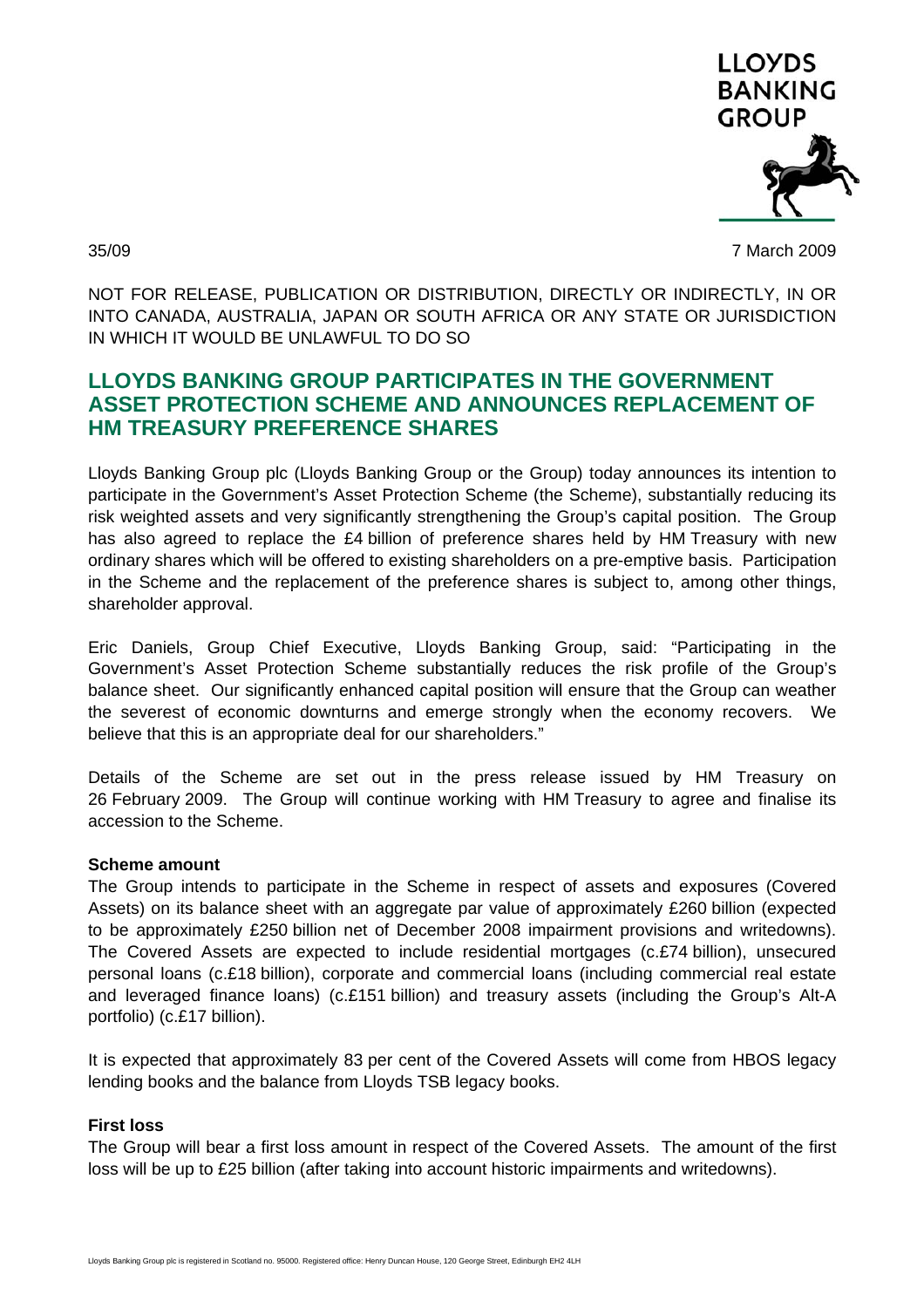35/09

7 March 2009

NOT FOR RELEASE, PUBLICATION OR DISTRIBUTION, DIRECTLY OR INDIRECTLY, IN OR INTO CANADA, AUSTRALIA, JAPAN OR SOUTH AFRICA OR ANY STATE OR JURISDICTION IN WHICH IT WOULD BE UNLAWFUL TO DO SO

# LLOYDS BANKING GROUP PARTICIPATES IN THE GOVERNMENT ASSET PROTECTION SCHEME AND ANNOUNCES REPLACEMENT OF HM TREASURY PREFERENCE SHARES

Lloyds Banking Group plc (Lloyds Banking Group or the Group) today announces its intention to participate in the Government's Asset Protection Scheme (the Scheme), substantially reducing its risk weighted assets and very significantly strengthening the Group's capital position. The Group has also agreed to replace the £4 billion of preference shares held by HM Treasury with new ordinary shares which will be offered to existing shareholders on a pre-emptive basis. Participation in the Scheme and the replacement of the preference shares is subject to, among other things, shareholder approval.

Eric Daniels, Group Chief Executive, Lloyds Banking Group, said: "Participating in the Government's Asset Protection Scheme substantially reduces the risk profile of the Group's balance sheet. Our significantly enhanced capital position will ensure that the Group can weather the severest of economic downturns and emerge strongly when the economy recovers. We believe that this is an appropriate deal for our shareholders."

Details of the Scheme are set out in the press release issued by HM Treasury on 26 February 2009. The Group will continue working with HM Treasury to agree and finalise its accession to the Scheme.

**Scheme amount**

The Group intends to participate in the Scheme in respect of assets and exposures (Covered Assets) on its balance sheet with an aggregate par value of approximately £260 billion (expected to be approximately £250 billion net of December 2008 impairment provisions and writedowns). The Covered Assets are expected to include residential mortgages (c.£74 billion), unsecured personal loans (c.£18 billion), corporate and commercial loans (including commercial real estate and leveraged finance loans) (c.£151 billion) and treasury assets (including the Group's Alt-A portfolio) (c.£17 billion).

It is expected that approximately 83 per cent of the Covered Assets will come from HBOS legacy lending books and the balance from Lloyds TSB legacy books.

**First loss**

The Group will bear a first loss amount in respect of the Covered Assets. The amount of the first loss will be up to £25 billion (after taking into account historic impairments and writedowns).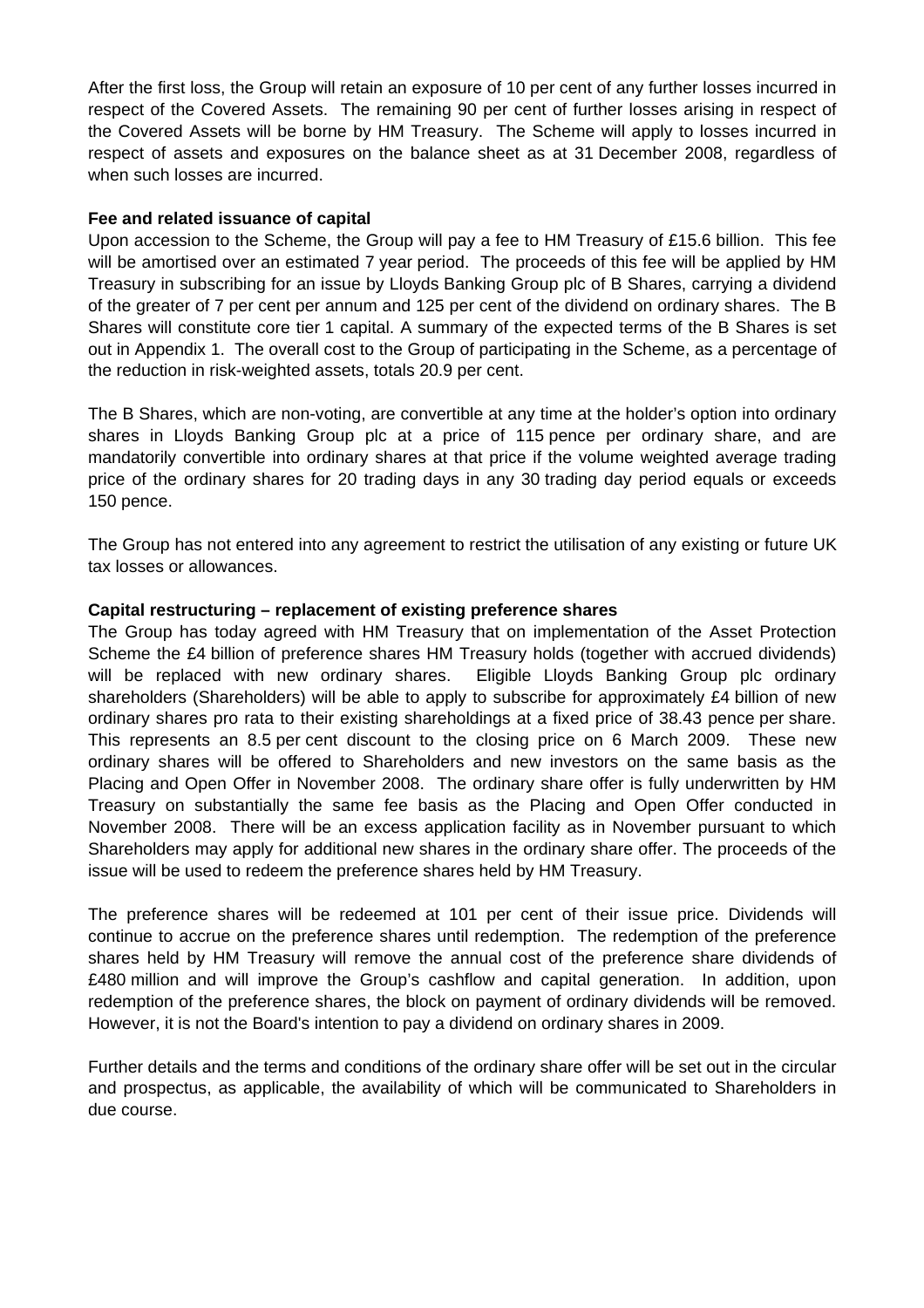After the first loss, the Group will retain an exposure of 10 per cent of any further losses incurred in respect of the Covered Assets. The remaining 90 per cent of further losses arising in respect of the Covered Assets will be borne by HM Treasury. The Scheme will apply to losses incurred in respect of assets and exposures on the balance sheet as at 31 December 2008, regardless of when such losses are incurred.

**Fee and related issuance of capital**

Upon accession to the Scheme, the Group will pay a fee to HM Treasury of £15.6 billion. This fee will be amortised over an estimated 7 year period. The proceeds of this fee will be applied by HM Treasury in subscribing for an issue by Lloyds Banking Group plc of B Shares, carrying a dividend of the greater of 7 per cent per annum and 125 per cent of the dividend on ordinary shares. The B Shares will constitute core tier 1 capital. A summary of the expected terms of the B Shares is set out in Appendix 1. The overall cost to the Group of participating in the Scheme, as a percentage of the reduction in risk-weighted assets, totals 20.9 per cent.

The B Shares, which are non-voting, are convertible at any time at the holder's option into ordinary shares in Lloyds Banking Group plc at a price of 115 pence per ordinary share, and are mandatorily convertible into ordinary shares at that price if the volume weighted average trading price of the ordinary shares for 20 trading days in any 30 trading day period equals or exceeds 150 pence.

The Group has not entered into any agreement to restrict the utilisation of any existing or future UK tax losses or allowances.

**Capital restructuring – replacement of existing preference shares**

The Group has today agreed with HM Treasury that on implementation of the Asset Protection Scheme the £4 billion of preference shares HM Treasury holds (together with accrued dividends) will be replaced with new ordinary shares. Eligible Lloyds Banking Group plc ordinary shareholders (Shareholders) will be able to apply to subscribe for approximately £4 billion of new ordinary shares pro rata to their existing shareholdings at a fixed price of 38.43 pence per share. This represents an 8.5 per cent discount to the closing price on 6 March 2009. These new ordinary shares will be offered to Shareholders and new investors on the same basis as the Placing and Open Offer in November 2008. The ordinary share offer is fully underwritten by HM Treasury on substantially the same fee basis as the Placing and Open Offer conducted in November 2008. There will be an excess application facility as in November pursuant to which Shareholders may apply for additional new shares in the ordinary share offer. The proceeds of the issue will be used to redeem the preference shares held by HM Treasury.

The preference shares will be redeemed at 101 per cent of their issue price. Dividends will continue to accrue on the preference shares until redemption. The redemption of the preference shares held by HM Treasury will remove the annual cost of the preference share dividends of £480 million and will improve the Group's cashflow and capital generation. In addition, upon redemption of the preference shares, the block on payment of ordinary dividends will be removed. However, it is not the Board's intention to pay a dividend on ordinary shares in 2009.

Further details and the terms and conditions of the ordinary share offer will be set out in the circular and prospectus, as applicable, the availability of which will be communicated to Shareholders in due course.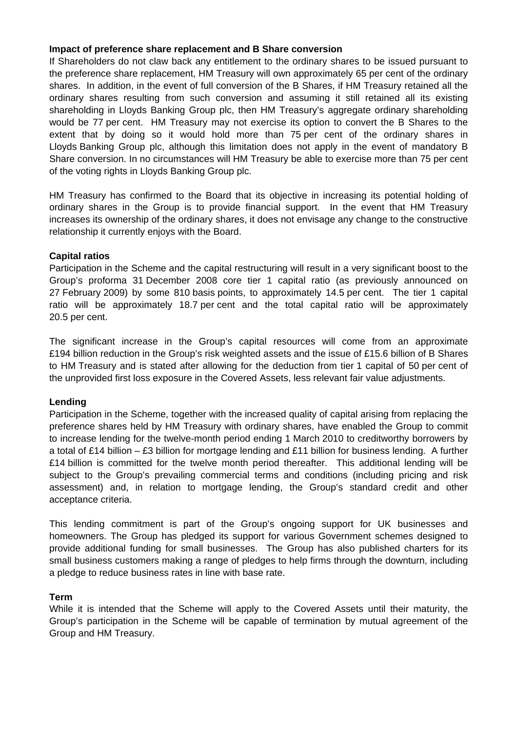**Impact of preference share replacement and B Share conversion**

If Shareholders do not claw back any entitlement to the ordinary shares to be issued pursuant to the preference share replacement, HM Treasury will own approximately 65 per cent of the ordinary shares. In addition, in the event of full conversion of the B Shares, if HM Treasury retained all the ordinary shares resulting from such conversion and assuming it still retained all its existing shareholding in Lloyds Banking Group plc, then HM Treasury's aggregate ordinary shareholding would be 77 per cent. HM Treasury may not exercise its option to convert the B Shares to the extent that by doing so it would hold more than 75 per cent of the ordinary shares in Lloyds Banking Group plc, although this limitation does not apply in the event of mandatory B Share conversion. In no circumstances will HM Treasury be able to exercise more than 75 per cent of the voting rights in Lloyds Banking Group plc.

HM Treasury has confirmed to the Board that its objective in increasing its potential holding of ordinary shares in the Group is to provide financial support. In the event that HM Treasury increases its ownership of the ordinary shares, it does not envisage any change to the constructive relationship it currently enjoys with the Board.

**Capital ratios**

Participation in the Scheme and the capital restructuring will result in a very significant boost to the Group's proforma 31 December 2008 core tier 1 capital ratio (as previously announced on 27 February 2009) by some 810 basis points, to approximately 14.5 per cent. The tier 1 capital ratio will be approximately 18.7 per cent and the total capital ratio will be approximately 20.5 per cent.

The significant increase in the Group's capital resources will come from an approximate £194 billion reduction in the Group's risk weighted assets and the issue of £15.6 billion of B Shares to HM Treasury and is stated after allowing for the deduction from tier 1 capital of 50 per cent of the unprovided first loss exposure in the Covered Assets, less relevant fair value adjustments.

**Lending**

Participation in the Scheme, together with the increased quality of capital arising from replacing the preference shares held by HM Treasury with ordinary shares, have enabled the Group to commit to increase lending for the twelve-month period ending 1 March 2010 to creditworthy borrowers by a total of £14 billion – £3 billion for mortgage lending and £11 billion for business lending. A further £14 billion is committed for the twelve month period thereafter. This additional lending will be subject to the Group's prevailing commercial terms and conditions (including pricing and risk assessment) and, in relation to mortgage lending, the Group's standard credit and other acceptance criteria.

This lending commitment is part of the Group's ongoing support for UK businesses and homeowners. The Group has pledged its support for various Government schemes designed to provide additional funding for small businesses. The Group has also published charters for its small business customers making a range of pledges to help firms through the downturn, including a pledge to reduce business rates in line with base rate.

**Term**

While it is intended that the Scheme will apply to the Covered Assets until their maturity, the Group's participation in the Scheme will be capable of termination by mutual agreement of the Group and HM Treasury.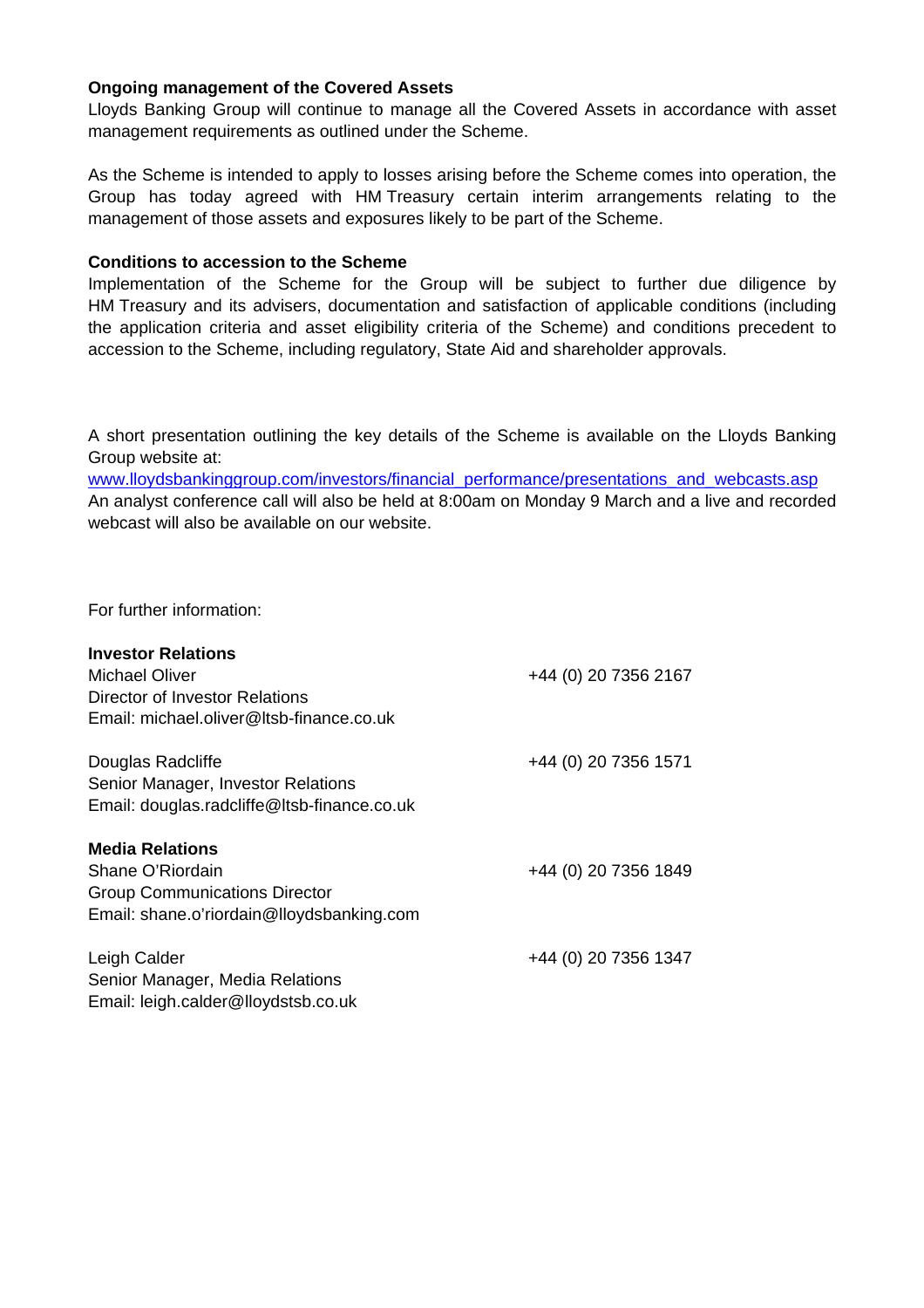**Ongoing management of the Covered Assets**

Lloyds Banking Group will continue to manage all the Covered Assets in accordance with asset management requirements as outlined under the Scheme.

As the Scheme is intended to apply to losses arising before the Scheme comes into operation, the Group has today agreed with HM Treasury certain interim arrangements relating to the management of those assets and exposures likely to be part of the Scheme.

**Conditions to accession to the Scheme**

Implementation of the Scheme for the Group will be subject to further due diligence by HM Treasury and its advisers, documentation and satisfaction of applicable conditions (including the application criteria and asset eligibility criteria of the Scheme) and conditions precedent to accession to the Scheme, including regulatory, State Aid and shareholder approvals.

A short presentation outlining the key details of the Scheme is available on the Lloyds Banking Group website at:
www.lloydsbankinggroup.com/investors/financial_performance/presentations_and_webcasts.asp
An analyst conference call will also be held at 8:00am on Monday 9 March and a live and recorded webcast will also be available on our website.

For further information:

**Investor Relations**

Michael Oliver — +44 (0) 20 7356 2167
Director of Investor Relations
Email: michael.oliver@ltsb-finance.co.uk

Douglas Radcliffe — +44 (0) 20 7356 1571
Senior Manager, Investor Relations
Email: douglas.radcliffe@ltsb-finance.co.uk

**Media Relations**

Shane O'Riordain — +44 (0) 20 7356 1849
Group Communications Director
Email: shane.o'riordain@lloydsbanking.com

Leigh Calder — +44 (0) 20 7356 1347
Senior Manager, Media Relations
Email: leigh.calder@lloydstsb.co.uk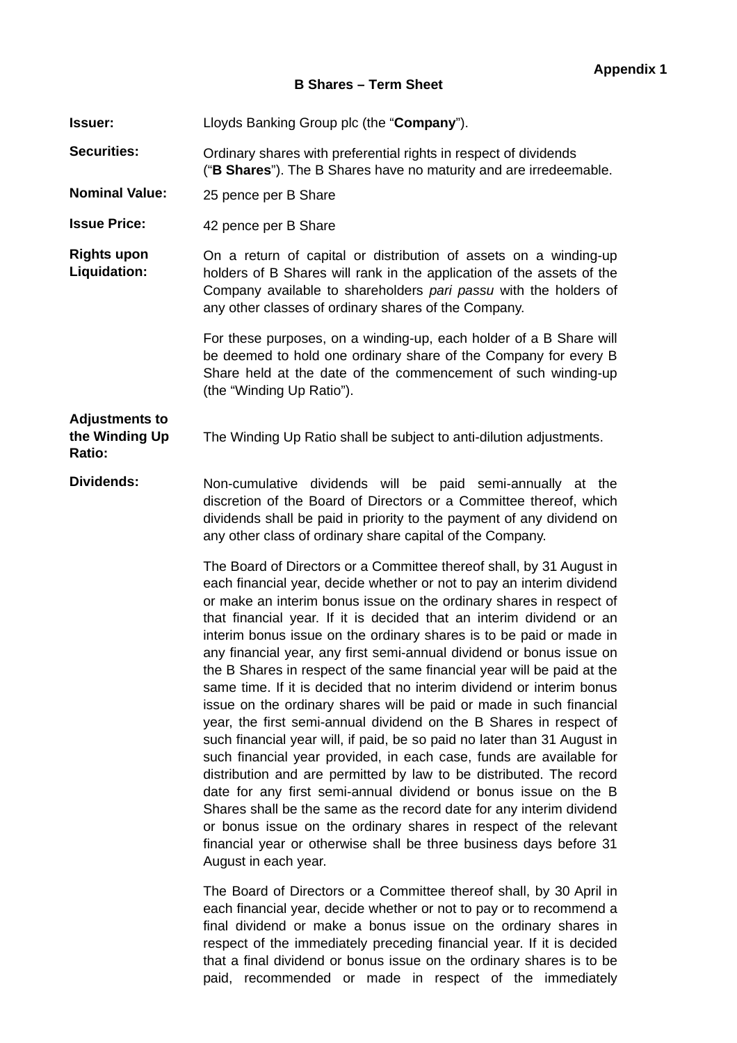**Appendix 1**

**B Shares – Term Sheet**

| | |
|---|---|
| **Issuer:** | Lloyds Banking Group plc (the “**Company**”). |
| **Securities:** | Ordinary shares with preferential rights in respect of dividends (“**B Shares**”). The B Shares have no maturity and are irredeemable. |
| **Nominal Value:** | 25 pence per B Share |
| **Issue Price:** | 42 pence per B Share |
| **Rights upon Liquidation:** | On a return of capital or distribution of assets on a winding-up holders of B Shares will rank in the application of the assets of the Company available to shareholders *pari passu* with the holders of any other classes of ordinary shares of the Company.<br><br>For these purposes, on a winding-up, each holder of a B Share will be deemed to hold one ordinary share of the Company for every B Share held at the date of the commencement of such winding-up (the “Winding Up Ratio”). |
| **Adjustments to the Winding Up Ratio:** | The Winding Up Ratio shall be subject to anti-dilution adjustments. |
| **Dividends:** | Non-cumulative dividends will be paid semi-annually at the discretion of the Board of Directors or a Committee thereof, which dividends shall be paid in priority to the payment of any dividend on any other class of ordinary share capital of the Company.<br><br>The Board of Directors or a Committee thereof shall, by 31 August in each financial year, decide whether or not to pay an interim dividend or make an interim bonus issue on the ordinary shares in respect of that financial year. If it is decided that an interim dividend or an interim bonus issue on the ordinary shares is to be paid or made in any financial year, any first semi-annual dividend or bonus issue on the B Shares in respect of the same financial year will be paid at the same time. If it is decided that no interim dividend or interim bonus issue on the ordinary shares will be paid or made in such financial year, the first semi-annual dividend on the B Shares in respect of such financial year will, if paid, be so paid no later than 31 August in such financial year provided, in each case, funds are available for distribution and are permitted by law to be distributed. The record date for any first semi-annual dividend or bonus issue on the B Shares shall be the same as the record date for any interim dividend or bonus issue on the ordinary shares in respect of the relevant financial year or otherwise shall be three business days before 31 August in each year.<br><br>The Board of Directors or a Committee thereof shall, by 30 April in each financial year, decide whether or not to pay or to recommend a final dividend or make a bonus issue on the ordinary shares in respect of the immediately preceding financial year. If it is decided that a final dividend or bonus issue on the ordinary shares is to be paid, recommended or made in respect of the immediately |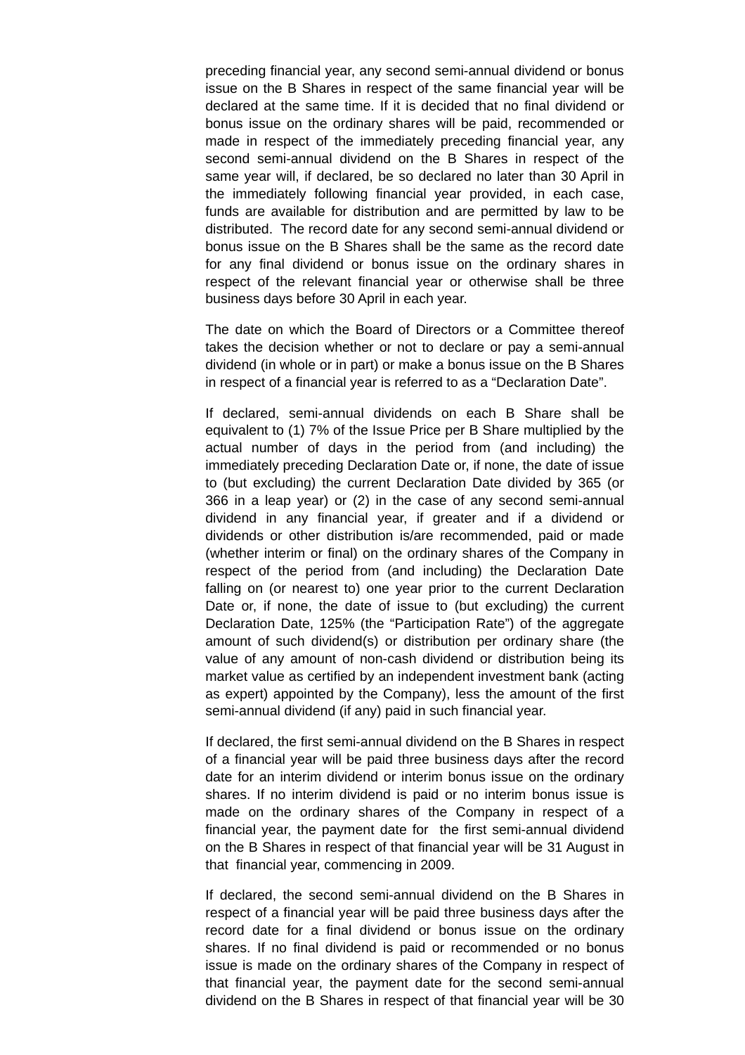preceding financial year, any second semi-annual dividend or bonus issue on the B Shares in respect of the same financial year will be declared at the same time. If it is decided that no final dividend or bonus issue on the ordinary shares will be paid, recommended or made in respect of the immediately preceding financial year, any second semi-annual dividend on the B Shares in respect of the same year will, if declared, be so declared no later than 30 April in the immediately following financial year provided, in each case, funds are available for distribution and are permitted by law to be distributed. The record date for any second semi-annual dividend or bonus issue on the B Shares shall be the same as the record date for any final dividend or bonus issue on the ordinary shares in respect of the relevant financial year or otherwise shall be three business days before 30 April in each year.

The date on which the Board of Directors or a Committee thereof takes the decision whether or not to declare or pay a semi-annual dividend (in whole or in part) or make a bonus issue on the B Shares in respect of a financial year is referred to as a "Declaration Date".

If declared, semi-annual dividends on each B Share shall be equivalent to (1) 7% of the Issue Price per B Share multiplied by the actual number of days in the period from (and including) the immediately preceding Declaration Date or, if none, the date of issue to (but excluding) the current Declaration Date divided by 365 (or 366 in a leap year) or (2) in the case of any second semi-annual dividend in any financial year, if greater and if a dividend or dividends or other distribution is/are recommended, paid or made (whether interim or final) on the ordinary shares of the Company in respect of the period from (and including) the Declaration Date falling on (or nearest to) one year prior to the current Declaration Date or, if none, the date of issue to (but excluding) the current Declaration Date, 125% (the "Participation Rate") of the aggregate amount of such dividend(s) or distribution per ordinary share (the value of any amount of non-cash dividend or distribution being its market value as certified by an independent investment bank (acting as expert) appointed by the Company), less the amount of the first semi-annual dividend (if any) paid in such financial year.

If declared, the first semi-annual dividend on the B Shares in respect of a financial year will be paid three business days after the record date for an interim dividend or interim bonus issue on the ordinary shares. If no interim dividend is paid or no interim bonus issue is made on the ordinary shares of the Company in respect of a financial year, the payment date for the first semi-annual dividend on the B Shares in respect of that financial year will be 31 August in that financial year, commencing in 2009.

If declared, the second semi-annual dividend on the B Shares in respect of a financial year will be paid three business days after the record date for a final dividend or bonus issue on the ordinary shares. If no final dividend is paid or recommended or no bonus issue is made on the ordinary shares of the Company in respect of that financial year, the payment date for the second semi-annual dividend on the B Shares in respect of that financial year will be 30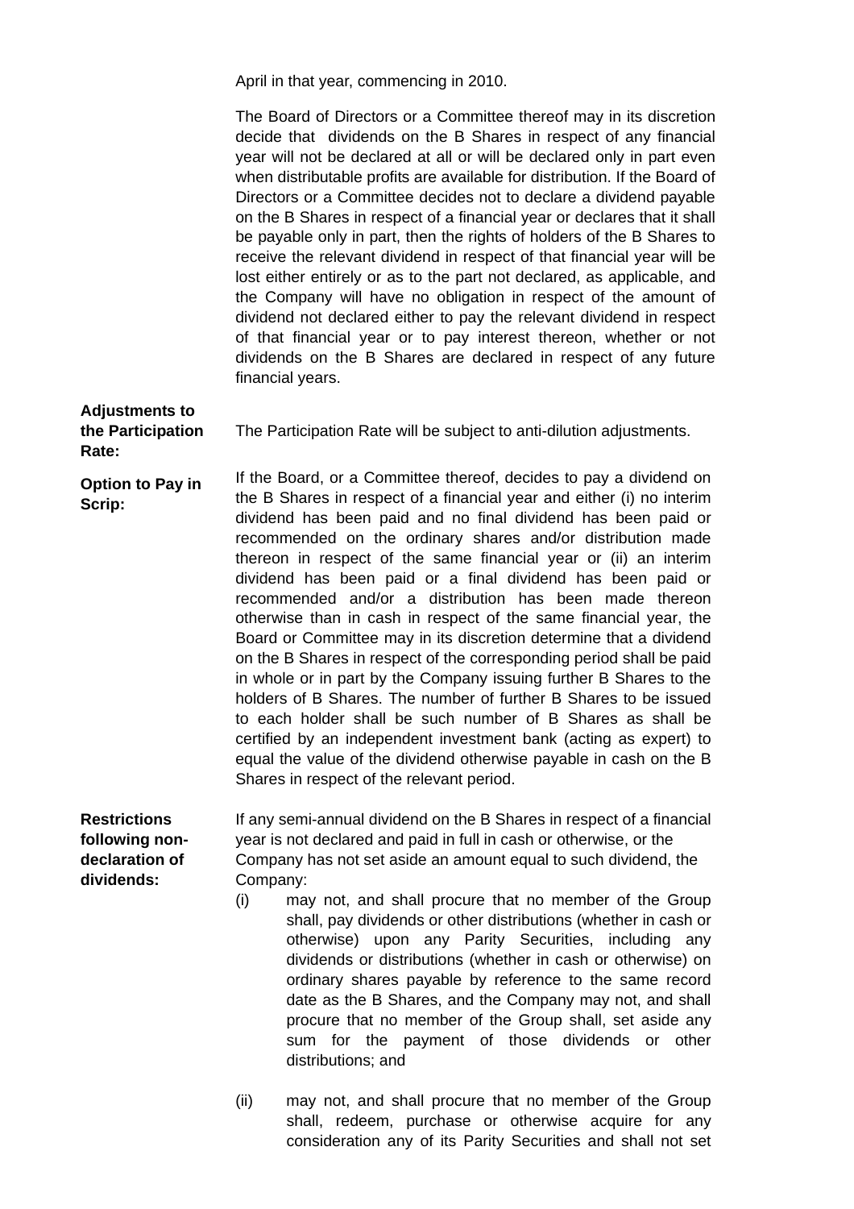April in that year, commencing in 2010.

The Board of Directors or a Committee thereof may in its discretion decide that dividends on the B Shares in respect of any financial year will not be declared at all or will be declared only in part even when distributable profits are available for distribution. If the Board of Directors or a Committee decides not to declare a dividend payable on the B Shares in respect of a financial year or declares that it shall be payable only in part, then the rights of holders of the B Shares to receive the relevant dividend in respect of that financial year will be lost either entirely or as to the part not declared, as applicable, and the Company will have no obligation in respect of the amount of dividend not declared either to pay the relevant dividend in respect of that financial year or to pay interest thereon, whether or not dividends on the B Shares are declared in respect of any future financial years.

**Adjustments to the Participation Rate:** The Participation Rate will be subject to anti-dilution adjustments.

**Option to Pay in Scrip:** If the Board, or a Committee thereof, decides to pay a dividend on the B Shares in respect of a financial year and either (i) no interim dividend has been paid and no final dividend has been paid or recommended on the ordinary shares and/or distribution made thereon in respect of the same financial year or (ii) an interim dividend has been paid or a final dividend has been paid or recommended and/or a distribution has been made thereon otherwise than in cash in respect of the same financial year, the Board or Committee may in its discretion determine that a dividend on the B Shares in respect of the corresponding period shall be paid in whole or in part by the Company issuing further B Shares to the holders of B Shares. The number of further B Shares to be issued to each holder shall be such number of B Shares as shall be certified by an independent investment bank (acting as expert) to equal the value of the dividend otherwise payable in cash on the B Shares in respect of the relevant period.

**Restrictions following non-declaration of dividends:** If any semi-annual dividend on the B Shares in respect of a financial year is not declared and paid in full in cash or otherwise, or the Company has not set aside an amount equal to such dividend, the Company:

(i) may not, and shall procure that no member of the Group shall, pay dividends or other distributions (whether in cash or otherwise) upon any Parity Securities, including any dividends or distributions (whether in cash or otherwise) on ordinary shares payable by reference to the same record date as the B Shares, and the Company may not, and shall procure that no member of the Group shall, set aside any sum for the payment of those dividends or other distributions; and

(ii) may not, and shall procure that no member of the Group shall, redeem, purchase or otherwise acquire for any consideration any of its Parity Securities and shall not set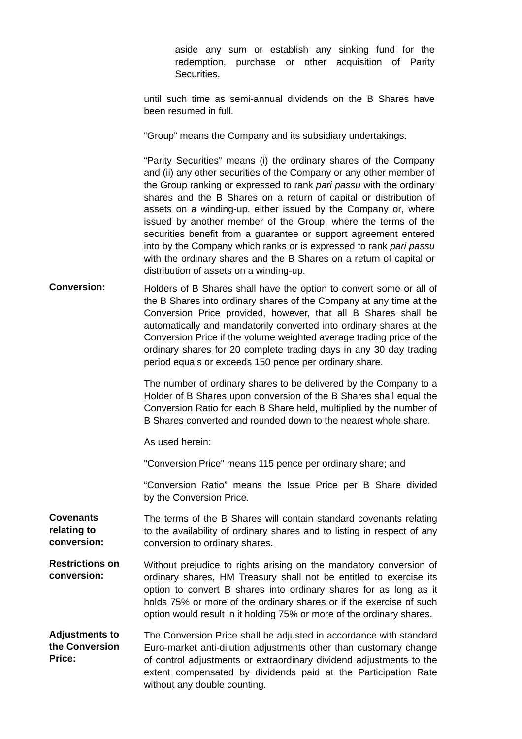aside any sum or establish any sinking fund for the redemption, purchase or other acquisition of Parity Securities,

until such time as semi-annual dividends on the B Shares have been resumed in full.

"Group" means the Company and its subsidiary undertakings.

"Parity Securities" means (i) the ordinary shares of the Company and (ii) any other securities of the Company or any other member of the Group ranking or expressed to rank *pari passu* with the ordinary shares and the B Shares on a return of capital or distribution of assets on a winding-up, either issued by the Company or, where issued by another member of the Group, where the terms of the securities benefit from a guarantee or support agreement entered into by the Company which ranks or is expressed to rank *pari passu* with the ordinary shares and the B Shares on a return of capital or distribution of assets on a winding-up.

**Conversion:**

Holders of B Shares shall have the option to convert some or all of the B Shares into ordinary shares of the Company at any time at the Conversion Price provided, however, that all B Shares shall be automatically and mandatorily converted into ordinary shares at the Conversion Price if the volume weighted average trading price of the ordinary shares for 20 complete trading days in any 30 day trading period equals or exceeds 150 pence per ordinary share.

The number of ordinary shares to be delivered by the Company to a Holder of B Shares upon conversion of the B Shares shall equal the Conversion Ratio for each B Share held, multiplied by the number of B Shares converted and rounded down to the nearest whole share.

As used herein:

"Conversion Price" means 115 pence per ordinary share; and

"Conversion Ratio" means the Issue Price per B Share divided by the Conversion Price.

**Covenants relating to conversion:**

The terms of the B Shares will contain standard covenants relating to the availability of ordinary shares and to listing in respect of any conversion to ordinary shares.

**Restrictions on conversion:**

Without prejudice to rights arising on the mandatory conversion of ordinary shares, HM Treasury shall not be entitled to exercise its option to convert B shares into ordinary shares for as long as it holds 75% or more of the ordinary shares or if the exercise of such option would result in it holding 75% or more of the ordinary shares.

**Adjustments to the Conversion Price:**

The Conversion Price shall be adjusted in accordance with standard Euro-market anti-dilution adjustments other than customary change of control adjustments or extraordinary dividend adjustments to the extent compensated by dividends paid at the Participation Rate without any double counting.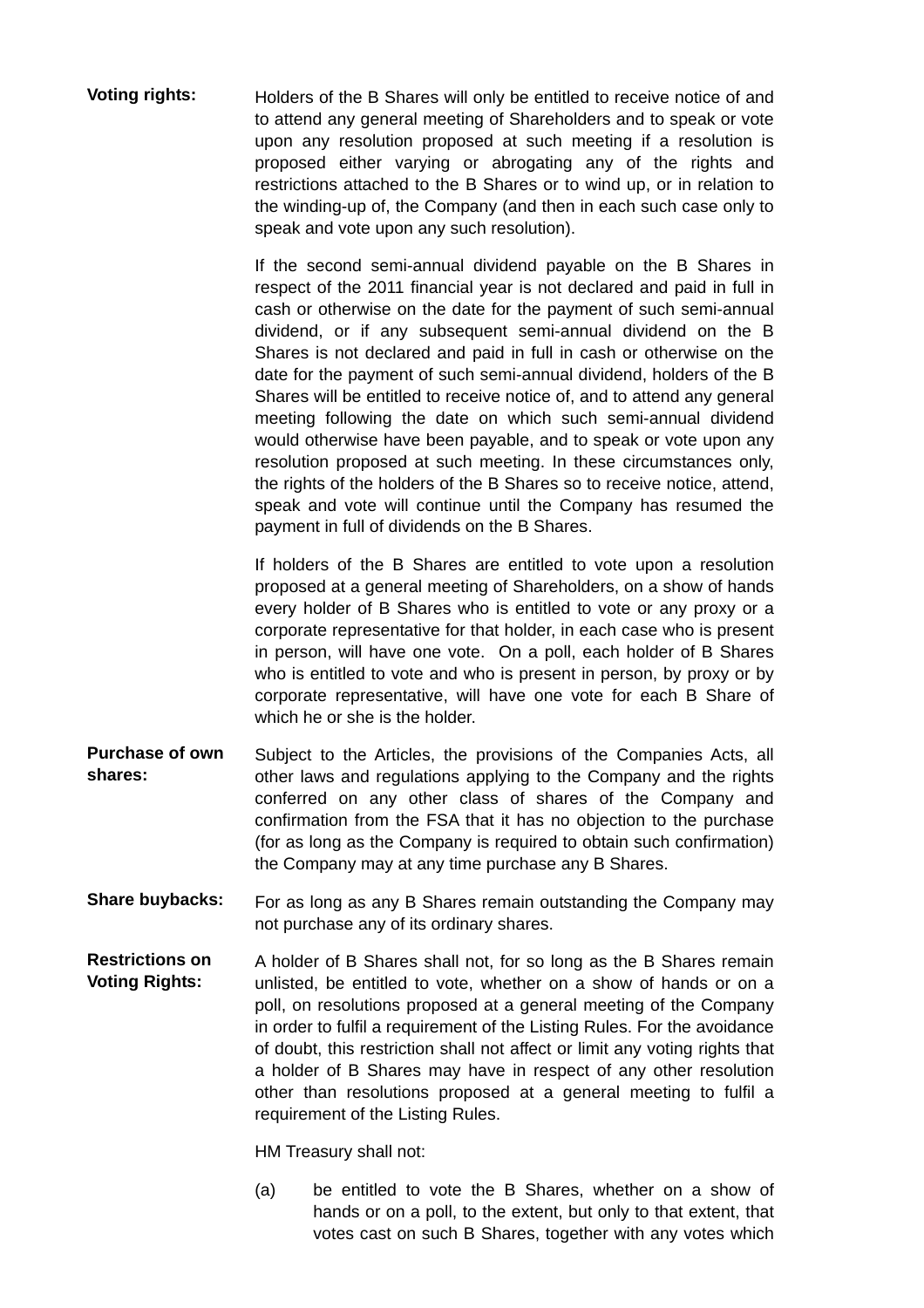**Voting rights:** Holders of the B Shares will only be entitled to receive notice of and to attend any general meeting of Shareholders and to speak or vote upon any resolution proposed at such meeting if a resolution is proposed either varying or abrogating any of the rights and restrictions attached to the B Shares or to wind up, or in relation to the winding-up of, the Company (and then in each such case only to speak and vote upon any such resolution).

If the second semi-annual dividend payable on the B Shares in respect of the 2011 financial year is not declared and paid in full in cash or otherwise on the date for the payment of such semi-annual dividend, or if any subsequent semi-annual dividend on the B Shares is not declared and paid in full in cash or otherwise on the date for the payment of such semi-annual dividend, holders of the B Shares will be entitled to receive notice of, and to attend any general meeting following the date on which such semi-annual dividend would otherwise have been payable, and to speak or vote upon any resolution proposed at such meeting. In these circumstances only, the rights of the holders of the B Shares so to receive notice, attend, speak and vote will continue until the Company has resumed the payment in full of dividends on the B Shares.

If holders of the B Shares are entitled to vote upon a resolution proposed at a general meeting of Shareholders, on a show of hands every holder of B Shares who is entitled to vote or any proxy or a corporate representative for that holder, in each case who is present in person, will have one vote. On a poll, each holder of B Shares who is entitled to vote and who is present in person, by proxy or by corporate representative, will have one vote for each B Share of which he or she is the holder.

**Purchase of own shares:** Subject to the Articles, the provisions of the Companies Acts, all other laws and regulations applying to the Company and the rights conferred on any other class of shares of the Company and confirmation from the FSA that it has no objection to the purchase (for as long as the Company is required to obtain such confirmation) the Company may at any time purchase any B Shares.

**Share buybacks:** For as long as any B Shares remain outstanding the Company may not purchase any of its ordinary shares.

**Restrictions on Voting Rights:** A holder of B Shares shall not, for so long as the B Shares remain unlisted, be entitled to vote, whether on a show of hands or on a poll, on resolutions proposed at a general meeting of the Company in order to fulfil a requirement of the Listing Rules. For the avoidance of doubt, this restriction shall not affect or limit any voting rights that a holder of B Shares may have in respect of any other resolution other than resolutions proposed at a general meeting to fulfil a requirement of the Listing Rules.

HM Treasury shall not:

(a) be entitled to vote the B Shares, whether on a show of hands or on a poll, to the extent, but only to that extent, that votes cast on such B Shares, together with any votes which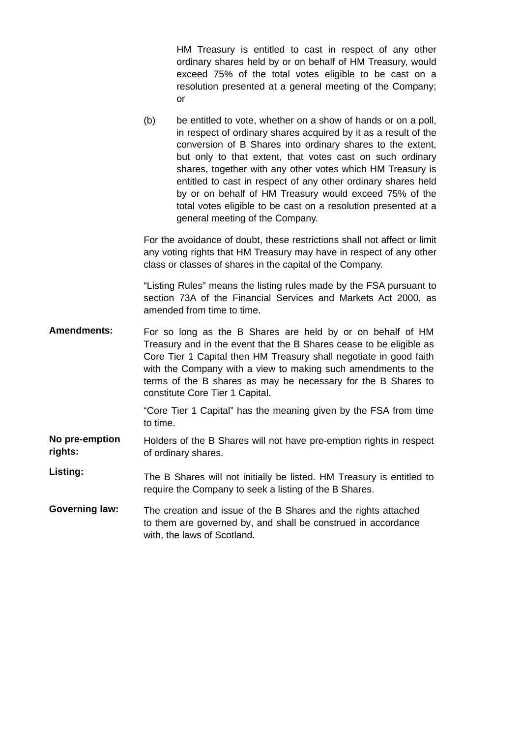HM Treasury is entitled to cast in respect of any other ordinary shares held by or on behalf of HM Treasury, would exceed 75% of the total votes eligible to be cast on a resolution presented at a general meeting of the Company; or

(b) be entitled to vote, whether on a show of hands or on a poll, in respect of ordinary shares acquired by it as a result of the conversion of B Shares into ordinary shares to the extent, but only to that extent, that votes cast on such ordinary shares, together with any other votes which HM Treasury is entitled to cast in respect of any other ordinary shares held by or on behalf of HM Treasury would exceed 75% of the total votes eligible to be cast on a resolution presented at a general meeting of the Company.

For the avoidance of doubt, these restrictions shall not affect or limit any voting rights that HM Treasury may have in respect of any other class or classes of shares in the capital of the Company.

"Listing Rules" means the listing rules made by the FSA pursuant to section 73A of the Financial Services and Markets Act 2000, as amended from time to time.

**Amendments:** For so long as the B Shares are held by or on behalf of HM Treasury and in the event that the B Shares cease to be eligible as Core Tier 1 Capital then HM Treasury shall negotiate in good faith with the Company with a view to making such amendments to the terms of the B shares as may be necessary for the B Shares to constitute Core Tier 1 Capital.

"Core Tier 1 Capital" has the meaning given by the FSA from time to time.

**No pre-emption rights:** Holders of the B Shares will not have pre-emption rights in respect of ordinary shares.

**Listing:** The B Shares will not initially be listed. HM Treasury is entitled to require the Company to seek a listing of the B Shares.

**Governing law:** The creation and issue of the B Shares and the rights attached to them are governed by, and shall be construed in accordance with, the laws of Scotland.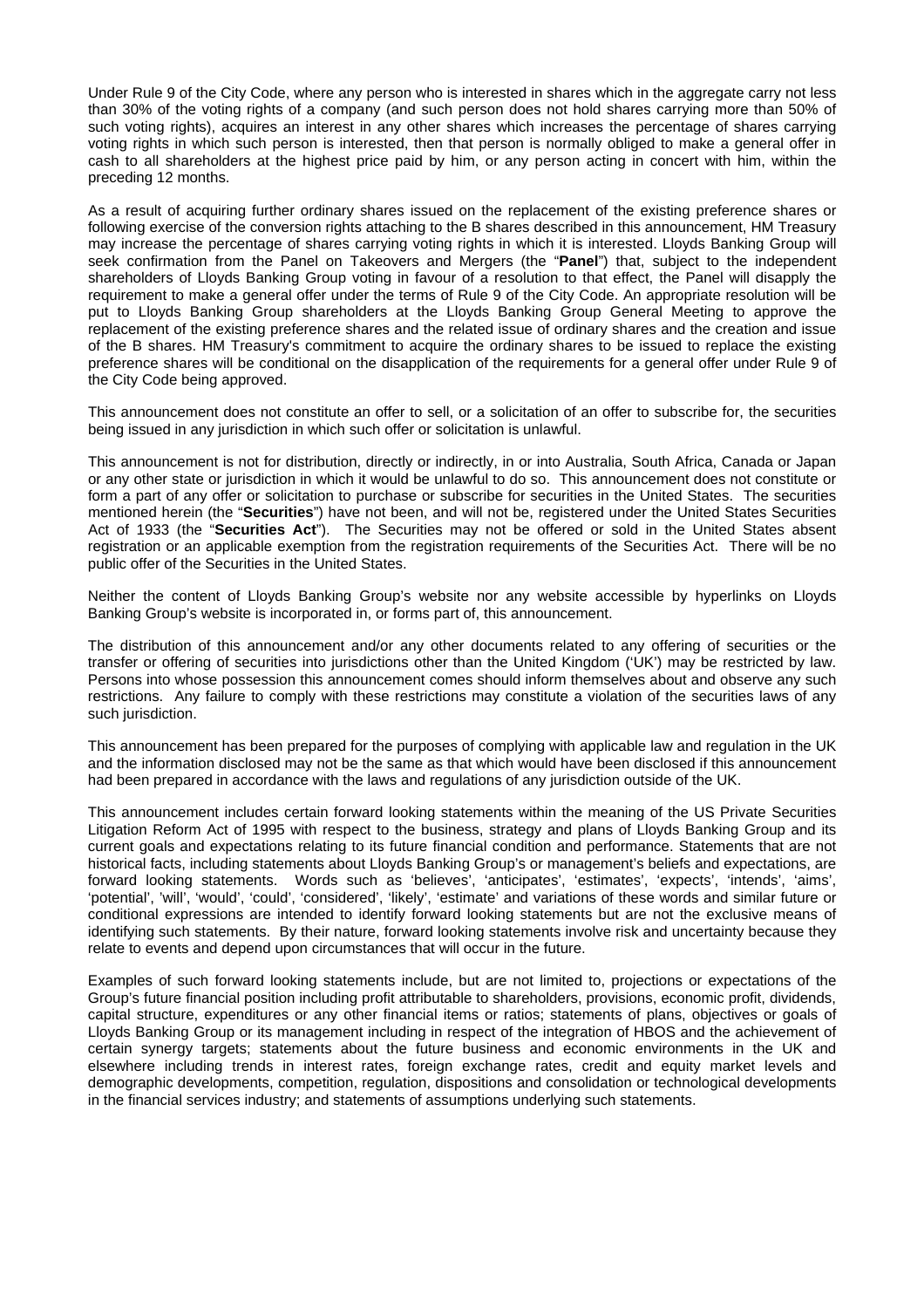Under Rule 9 of the City Code, where any person who is interested in shares which in the aggregate carry not less than 30% of the voting rights of a company (and such person does not hold shares carrying more than 50% of such voting rights), acquires an interest in any other shares which increases the percentage of shares carrying voting rights in which such person is interested, then that person is normally obliged to make a general offer in cash to all shareholders at the highest price paid by him, or any person acting in concert with him, within the preceding 12 months.

As a result of acquiring further ordinary shares issued on the replacement of the existing preference shares or following exercise of the conversion rights attaching to the B shares described in this announcement, HM Treasury may increase the percentage of shares carrying voting rights in which it is interested. Lloyds Banking Group will seek confirmation from the Panel on Takeovers and Mergers (the "**Panel**") that, subject to the independent shareholders of Lloyds Banking Group voting in favour of a resolution to that effect, the Panel will disapply the requirement to make a general offer under the terms of Rule 9 of the City Code. An appropriate resolution will be put to Lloyds Banking Group shareholders at the Lloyds Banking Group General Meeting to approve the replacement of the existing preference shares and the related issue of ordinary shares and the creation and issue of the B shares. HM Treasury's commitment to acquire the ordinary shares to be issued to replace the existing preference shares will be conditional on the disapplication of the requirements for a general offer under Rule 9 of the City Code being approved.

This announcement does not constitute an offer to sell, or a solicitation of an offer to subscribe for, the securities being issued in any jurisdiction in which such offer or solicitation is unlawful.

This announcement is not for distribution, directly or indirectly, in or into Australia, South Africa, Canada or Japan or any other state or jurisdiction in which it would be unlawful to do so. This announcement does not constitute or form a part of any offer or solicitation to purchase or subscribe for securities in the United States. The securities mentioned herein (the "**Securities**") have not been, and will not be, registered under the United States Securities Act of 1933 (the "**Securities Act**"). The Securities may not be offered or sold in the United States absent registration or an applicable exemption from the registration requirements of the Securities Act. There will be no public offer of the Securities in the United States.

Neither the content of Lloyds Banking Group's website nor any website accessible by hyperlinks on Lloyds Banking Group's website is incorporated in, or forms part of, this announcement.

The distribution of this announcement and/or any other documents related to any offering of securities or the transfer or offering of securities into jurisdictions other than the United Kingdom ('UK') may be restricted by law. Persons into whose possession this announcement comes should inform themselves about and observe any such restrictions. Any failure to comply with these restrictions may constitute a violation of the securities laws of any such jurisdiction.

This announcement has been prepared for the purposes of complying with applicable law and regulation in the UK and the information disclosed may not be the same as that which would have been disclosed if this announcement had been prepared in accordance with the laws and regulations of any jurisdiction outside of the UK.

This announcement includes certain forward looking statements within the meaning of the US Private Securities Litigation Reform Act of 1995 with respect to the business, strategy and plans of Lloyds Banking Group and its current goals and expectations relating to its future financial condition and performance. Statements that are not historical facts, including statements about Lloyds Banking Group's or management's beliefs and expectations, are forward looking statements. Words such as 'believes', 'anticipates', 'estimates', 'expects', 'intends', 'aims', 'potential', 'will', 'would', 'could', 'considered', 'likely', 'estimate' and variations of these words and similar future or conditional expressions are intended to identify forward looking statements but are not the exclusive means of identifying such statements. By their nature, forward looking statements involve risk and uncertainty because they relate to events and depend upon circumstances that will occur in the future.

Examples of such forward looking statements include, but are not limited to, projections or expectations of the Group's future financial position including profit attributable to shareholders, provisions, economic profit, dividends, capital structure, expenditures or any other financial items or ratios; statements of plans, objectives or goals of Lloyds Banking Group or its management including in respect of the integration of HBOS and the achievement of certain synergy targets; statements about the future business and economic environments in the UK and elsewhere including trends in interest rates, foreign exchange rates, credit and equity market levels and demographic developments, competition, regulation, dispositions and consolidation or technological developments in the financial services industry; and statements of assumptions underlying such statements.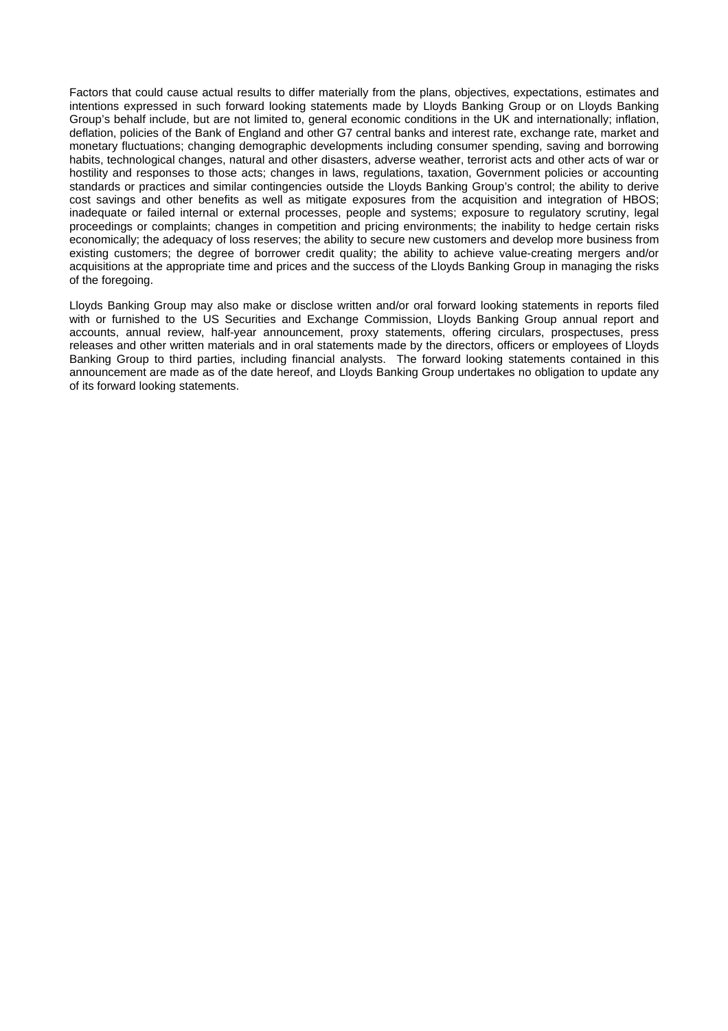Factors that could cause actual results to differ materially from the plans, objectives, expectations, estimates and intentions expressed in such forward looking statements made by Lloyds Banking Group or on Lloyds Banking Group's behalf include, but are not limited to, general economic conditions in the UK and internationally; inflation, deflation, policies of the Bank of England and other G7 central banks and interest rate, exchange rate, market and monetary fluctuations; changing demographic developments including consumer spending, saving and borrowing habits, technological changes, natural and other disasters, adverse weather, terrorist acts and other acts of war or hostility and responses to those acts; changes in laws, regulations, taxation, Government policies or accounting standards or practices and similar contingencies outside the Lloyds Banking Group's control; the ability to derive cost savings and other benefits as well as mitigate exposures from the acquisition and integration of HBOS; inadequate or failed internal or external processes, people and systems; exposure to regulatory scrutiny, legal proceedings or complaints; changes in competition and pricing environments; the inability to hedge certain risks economically; the adequacy of loss reserves; the ability to secure new customers and develop more business from existing customers; the degree of borrower credit quality; the ability to achieve value-creating mergers and/or acquisitions at the appropriate time and prices and the success of the Lloyds Banking Group in managing the risks of the foregoing.

Lloyds Banking Group may also make or disclose written and/or oral forward looking statements in reports filed with or furnished to the US Securities and Exchange Commission, Lloyds Banking Group annual report and accounts, annual review, half-year announcement, proxy statements, offering circulars, prospectuses, press releases and other written materials and in oral statements made by the directors, officers or employees of Lloyds Banking Group to third parties, including financial analysts. The forward looking statements contained in this announcement are made as of the date hereof, and Lloyds Banking Group undertakes no obligation to update any of its forward looking statements.